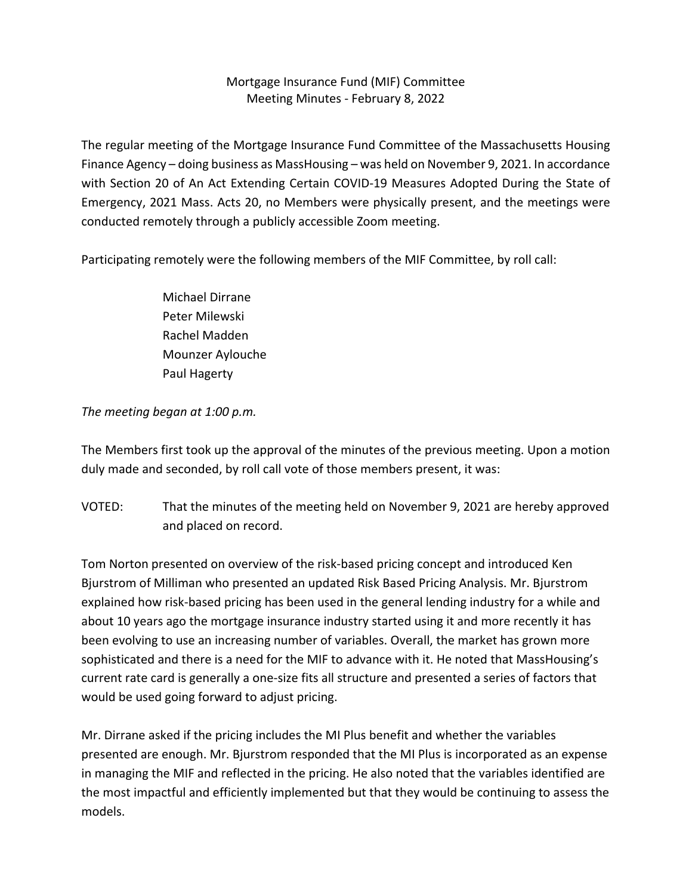Mortgage Insurance Fund (MIF) Committee
Meeting Minutes - February 8, 2022

The regular meeting of the Mortgage Insurance Fund Committee of the Massachusetts Housing Finance Agency – doing business as MassHousing – was held on November 9, 2021. In accordance with Section 20 of An Act Extending Certain COVID-19 Measures Adopted During the State of Emergency, 2021 Mass. Acts 20, no Members were physically present, and the meetings were conducted remotely through a publicly accessible Zoom meeting.

Participating remotely were the following members of the MIF Committee, by roll call:

Michael Dirrane
Peter Milewski
Rachel Madden
Mounzer Aylouche
Paul Hagerty

*The meeting began at 1:00 p.m.*

The Members first took up the approval of the minutes of the previous meeting. Upon a motion duly made and seconded, by roll call vote of those members present, it was:

VOTED: That the minutes of the meeting held on November 9, 2021 are hereby approved and placed on record.

Tom Norton presented on overview of the risk-based pricing concept and introduced Ken Bjurstrom of Milliman who presented an updated Risk Based Pricing Analysis. Mr. Bjurstrom explained how risk-based pricing has been used in the general lending industry for a while and about 10 years ago the mortgage insurance industry started using it and more recently it has been evolving to use an increasing number of variables. Overall, the market has grown more sophisticated and there is a need for the MIF to advance with it. He noted that MassHousing's current rate card is generally a one-size fits all structure and presented a series of factors that would be used going forward to adjust pricing.

Mr. Dirrane asked if the pricing includes the MI Plus benefit and whether the variables presented are enough. Mr. Bjurstrom responded that the MI Plus is incorporated as an expense in managing the MIF and reflected in the pricing. He also noted that the variables identified are the most impactful and efficiently implemented but that they would be continuing to assess the models.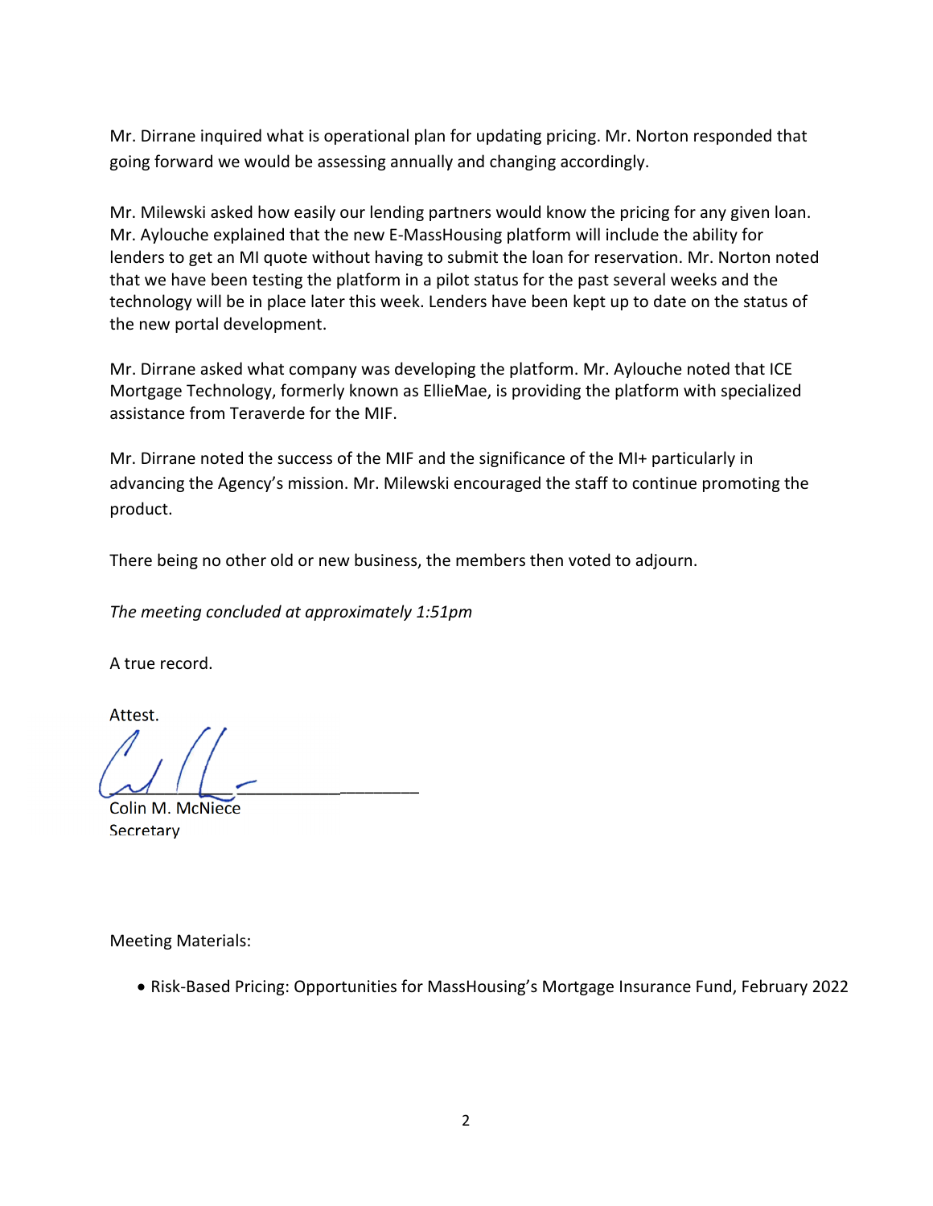Mr. Dirrane inquired what is operational plan for updating pricing. Mr. Norton responded that going forward we would be assessing annually and changing accordingly.

Mr. Milewski asked how easily our lending partners would know the pricing for any given loan. Mr. Aylouche explained that the new E-MassHousing platform will include the ability for lenders to get an MI quote without having to submit the loan for reservation. Mr. Norton noted that we have been testing the platform in a pilot status for the past several weeks and the technology will be in place later this week. Lenders have been kept up to date on the status of the new portal development.

Mr. Dirrane asked what company was developing the platform. Mr. Aylouche noted that ICE Mortgage Technology, formerly known as EllieMae, is providing the platform with specialized assistance from Teraverde for the MIF.

Mr. Dirrane noted the success of the MIF and the significance of the MI+ particularly in advancing the Agency's mission. Mr. Milewski encouraged the staff to continue promoting the product.

There being no other old or new business, the members then voted to adjourn.

*The meeting concluded at approximately 1:51pm*

A true record.

Attest.

________________________
Colin M. McNiece
Secretary

Meeting Materials:

- Risk-Based Pricing: Opportunities for MassHousing's Mortgage Insurance Fund, February 2022